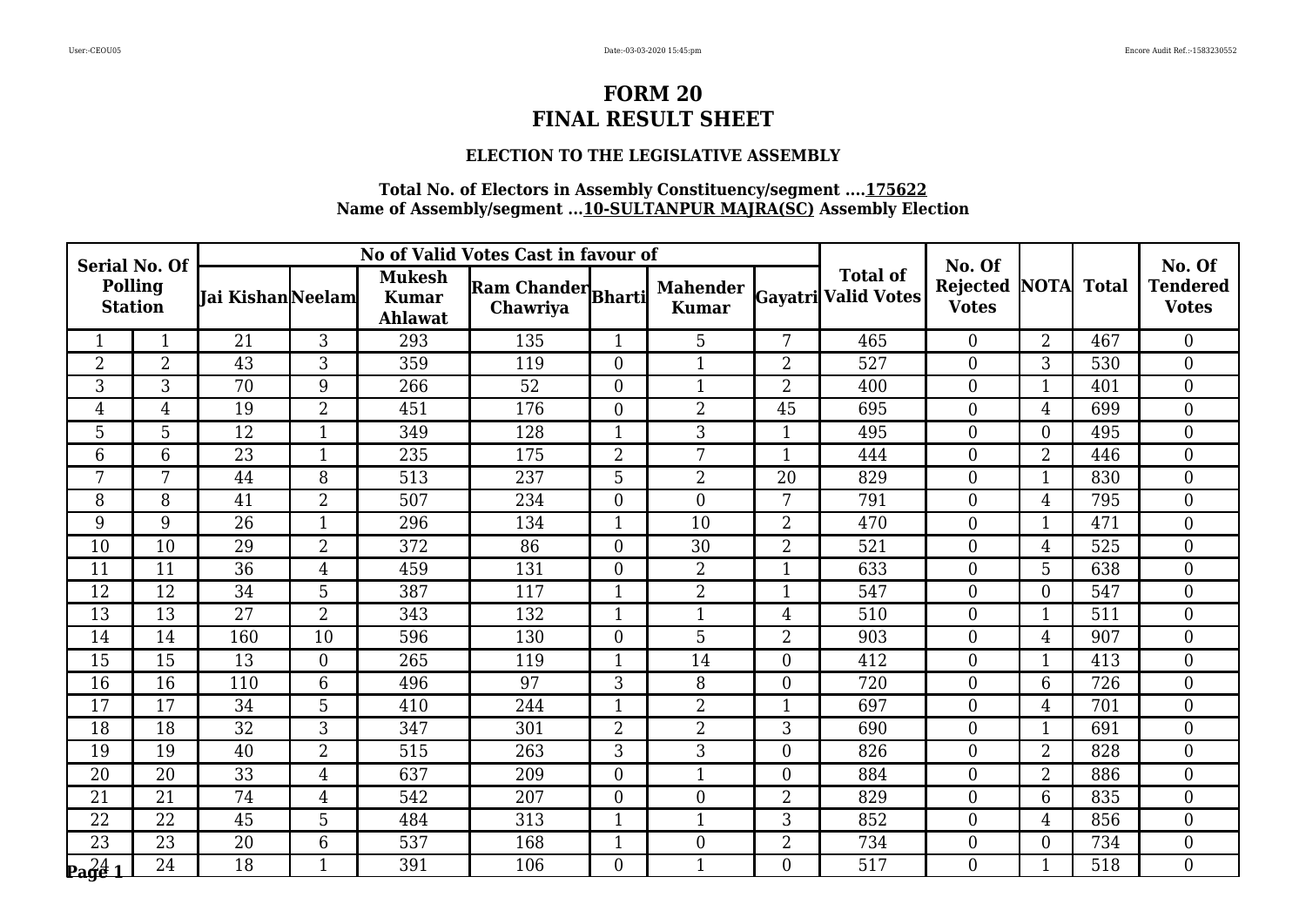# FORM 20
# FINAL RESULT SHEET

### ELECTION TO THE LEGISLATIVE ASSEMBLY

**Total No. of Electors in Assembly Constituency/segment ....175622**
**Name of Assembly/segment ...10-SULTANPUR MAJRA(SC) Assembly Election**

| Serial No. Of Polling Station | | No of Valid Votes Cast in favour of | | | | | | | Total of Valid Votes | No. Of Rejected Votes | NOTA | Total | No. Of Tendered Votes |
|---|---|---|---|---|---|---|---|---|---|---|---|---|---|
| | | Jai Kishan | Neelam | Mukesh Kumar Ahlawat | Ram Chander Chawriya | Bharti | Mahender Kumar | Gayatri | | | | | |
| 1 | 1 | 21 | 3 | 293 | 135 | 1 | 5 | 7 | 465 | 0 | 2 | 467 | 0 |
| 2 | 2 | 43 | 3 | 359 | 119 | 0 | 1 | 2 | 527 | 0 | 3 | 530 | 0 |
| 3 | 3 | 70 | 9 | 266 | 52 | 0 | 1 | 2 | 400 | 0 | 1 | 401 | 0 |
| 4 | 4 | 19 | 2 | 451 | 176 | 0 | 2 | 45 | 695 | 0 | 4 | 699 | 0 |
| 5 | 5 | 12 | 1 | 349 | 128 | 1 | 3 | 1 | 495 | 0 | 0 | 495 | 0 |
| 6 | 6 | 23 | 1 | 235 | 175 | 2 | 7 | 1 | 444 | 0 | 2 | 446 | 0 |
| 7 | 7 | 44 | 8 | 513 | 237 | 5 | 2 | 20 | 829 | 0 | 1 | 830 | 0 |
| 8 | 8 | 41 | 2 | 507 | 234 | 0 | 0 | 7 | 791 | 0 | 4 | 795 | 0 |
| 9 | 9 | 26 | 1 | 296 | 134 | 1 | 10 | 2 | 470 | 0 | 1 | 471 | 0 |
| 10 | 10 | 29 | 2 | 372 | 86 | 0 | 30 | 2 | 521 | 0 | 4 | 525 | 0 |
| 11 | 11 | 36 | 4 | 459 | 131 | 0 | 2 | 1 | 633 | 0 | 5 | 638 | 0 |
| 12 | 12 | 34 | 5 | 387 | 117 | 1 | 2 | 1 | 547 | 0 | 0 | 547 | 0 |
| 13 | 13 | 27 | 2 | 343 | 132 | 1 | 1 | 4 | 510 | 0 | 1 | 511 | 0 |
| 14 | 14 | 160 | 10 | 596 | 130 | 0 | 5 | 2 | 903 | 0 | 4 | 907 | 0 |
| 15 | 15 | 13 | 0 | 265 | 119 | 1 | 14 | 0 | 412 | 0 | 1 | 413 | 0 |
| 16 | 16 | 110 | 6 | 496 | 97 | 3 | 8 | 0 | 720 | 0 | 6 | 726 | 0 |
| 17 | 17 | 34 | 5 | 410 | 244 | 1 | 2 | 1 | 697 | 0 | 4 | 701 | 0 |
| 18 | 18 | 32 | 3 | 347 | 301 | 2 | 2 | 3 | 690 | 0 | 1 | 691 | 0 |
| 19 | 19 | 40 | 2 | 515 | 263 | 3 | 3 | 0 | 826 | 0 | 2 | 828 | 0 |
| 20 | 20 | 33 | 4 | 637 | 209 | 0 | 1 | 0 | 884 | 0 | 2 | 886 | 0 |
| 21 | 21 | 74 | 4 | 542 | 207 | 0 | 0 | 2 | 829 | 0 | 6 | 835 | 0 |
| 22 | 22 | 45 | 5 | 484 | 313 | 1 | 1 | 3 | 852 | 0 | 4 | 856 | 0 |
| 23 | 23 | 20 | 6 | 537 | 168 | 1 | 0 | 2 | 734 | 0 | 0 | 734 | 0 |
| 24 | 24 | 18 | 1 | 391 | 106 | 0 | 1 | 0 | 517 | 0 | 1 | 518 | 0 |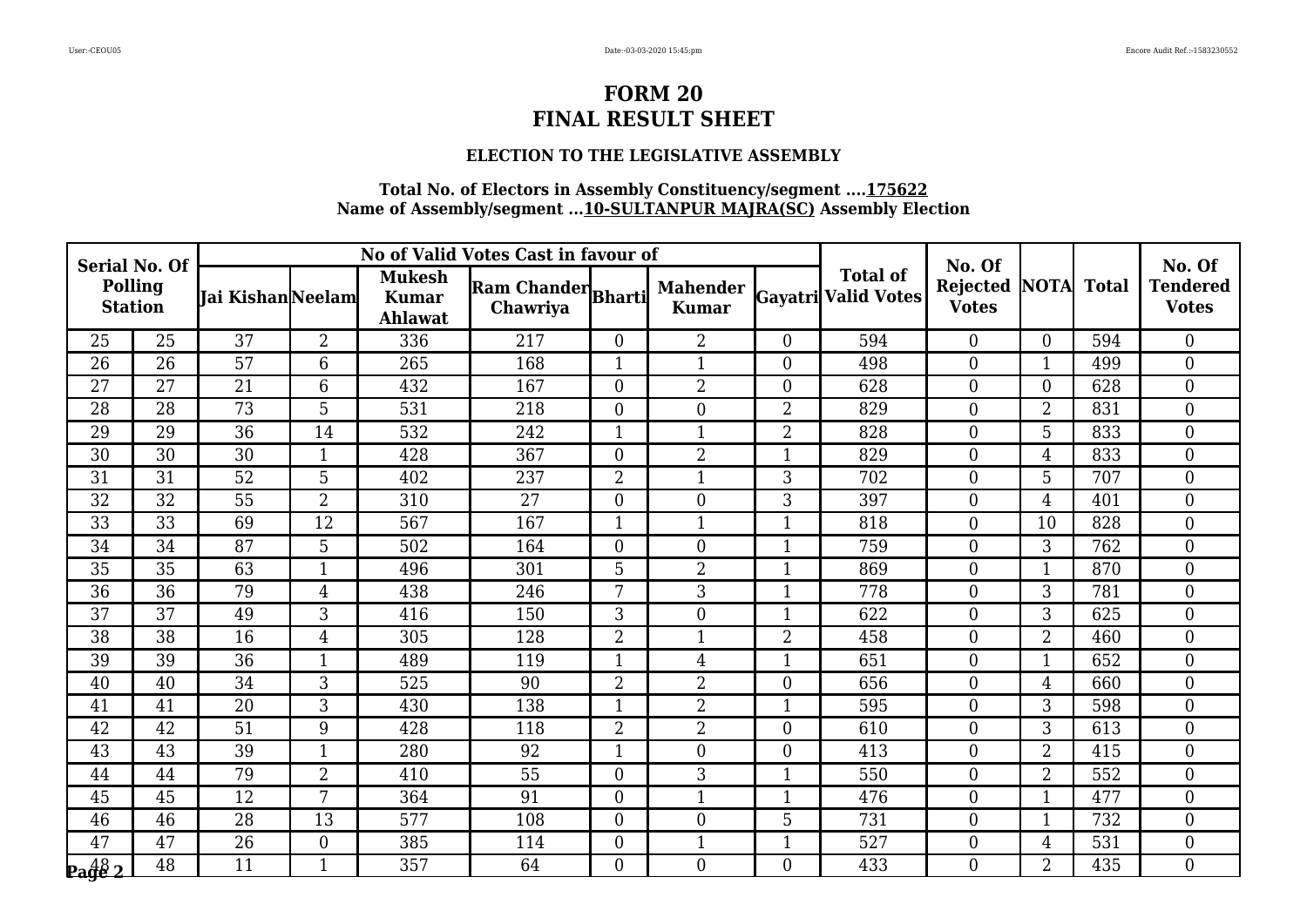# FORM 20
# FINAL RESULT SHEET

### ELECTION TO THE LEGISLATIVE ASSEMBLY

**Total No. of Electors in Assembly Constituency/segment ....175622**
**Name of Assembly/segment ...10-SULTANPUR MAJRA(SC) Assembly Election**

| Serial No. Of Polling Station | | No of Valid Votes Cast in favour of | | | | | | | Total of Valid Votes | No. Of Rejected Votes | NOTA | Total | No. Of Tendered Votes |
|---|---|---|---|---|---|---|---|---|---|---|---|---|---|
| | | Jai Kishan | Neelam | Mukesh Kumar Ahlawat | Ram Chander Chawriya | Bharti | Mahender Kumar | Gayatri | | | | | |
| 25 | 25 | 37 | 2 | 336 | 217 | 0 | 2 | 0 | 594 | 0 | 0 | 594 | 0 |
| 26 | 26 | 57 | 6 | 265 | 168 | 1 | 1 | 0 | 498 | 0 | 1 | 499 | 0 |
| 27 | 27 | 21 | 6 | 432 | 167 | 0 | 2 | 0 | 628 | 0 | 0 | 628 | 0 |
| 28 | 28 | 73 | 5 | 531 | 218 | 0 | 0 | 2 | 829 | 0 | 2 | 831 | 0 |
| 29 | 29 | 36 | 14 | 532 | 242 | 1 | 1 | 2 | 828 | 0 | 5 | 833 | 0 |
| 30 | 30 | 30 | 1 | 428 | 367 | 0 | 2 | 1 | 829 | 0 | 4 | 833 | 0 |
| 31 | 31 | 52 | 5 | 402 | 237 | 2 | 1 | 3 | 702 | 0 | 5 | 707 | 0 |
| 32 | 32 | 55 | 2 | 310 | 27 | 0 | 0 | 3 | 397 | 0 | 4 | 401 | 0 |
| 33 | 33 | 69 | 12 | 567 | 167 | 1 | 1 | 1 | 818 | 0 | 10 | 828 | 0 |
| 34 | 34 | 87 | 5 | 502 | 164 | 0 | 0 | 1 | 759 | 0 | 3 | 762 | 0 |
| 35 | 35 | 63 | 1 | 496 | 301 | 5 | 2 | 1 | 869 | 0 | 1 | 870 | 0 |
| 36 | 36 | 79 | 4 | 438 | 246 | 7 | 3 | 1 | 778 | 0 | 3 | 781 | 0 |
| 37 | 37 | 49 | 3 | 416 | 150 | 3 | 0 | 1 | 622 | 0 | 3 | 625 | 0 |
| 38 | 38 | 16 | 4 | 305 | 128 | 2 | 1 | 2 | 458 | 0 | 2 | 460 | 0 |
| 39 | 39 | 36 | 1 | 489 | 119 | 1 | 4 | 1 | 651 | 0 | 1 | 652 | 0 |
| 40 | 40 | 34 | 3 | 525 | 90 | 2 | 2 | 0 | 656 | 0 | 4 | 660 | 0 |
| 41 | 41 | 20 | 3 | 430 | 138 | 1 | 2 | 1 | 595 | 0 | 3 | 598 | 0 |
| 42 | 42 | 51 | 9 | 428 | 118 | 2 | 2 | 0 | 610 | 0 | 3 | 613 | 0 |
| 43 | 43 | 39 | 1 | 280 | 92 | 1 | 0 | 0 | 413 | 0 | 2 | 415 | 0 |
| 44 | 44 | 79 | 2 | 410 | 55 | 0 | 3 | 1 | 550 | 0 | 2 | 552 | 0 |
| 45 | 45 | 12 | 7 | 364 | 91 | 0 | 1 | 1 | 476 | 0 | 1 | 477 | 0 |
| 46 | 46 | 28 | 13 | 577 | 108 | 0 | 0 | 5 | 731 | 0 | 1 | 732 | 0 |
| 47 | 47 | 26 | 0 | 385 | 114 | 0 | 1 | 1 | 527 | 0 | 4 | 531 | 0 |
| 48 | 48 | 11 | 1 | 357 | 64 | 0 | 0 | 0 | 433 | 0 | 2 | 435 | 0 |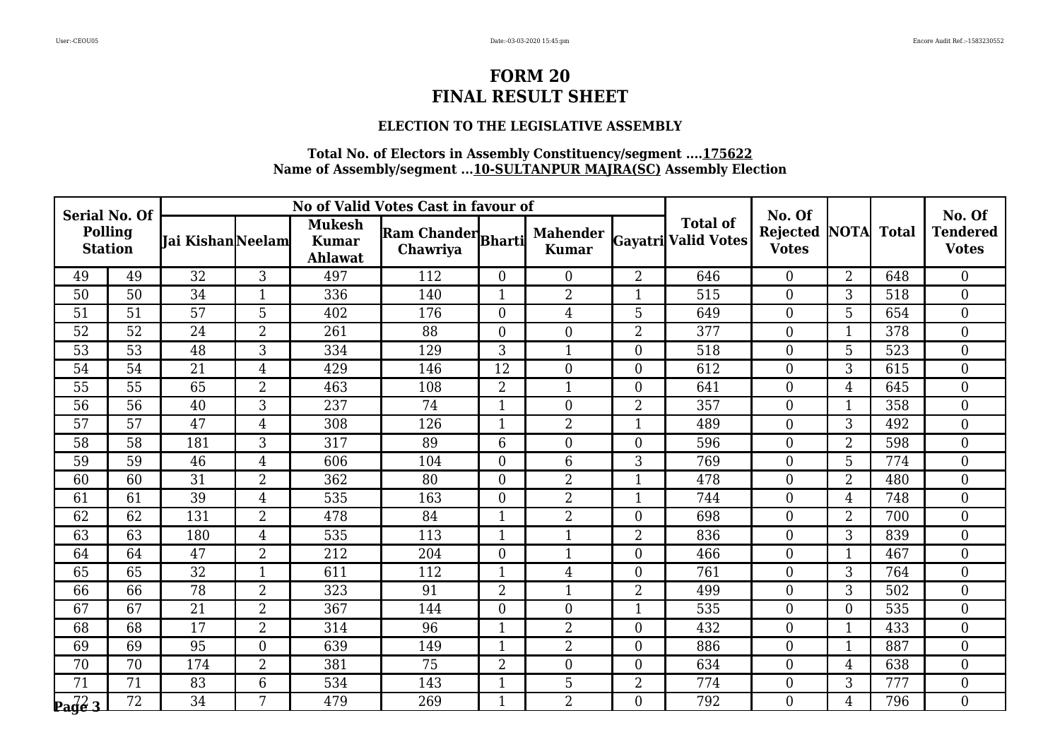# FORM 20
# FINAL RESULT SHEET

### ELECTION TO THE LEGISLATIVE ASSEMBLY

**Total No. of Electors in Assembly Constituency/segment ....175622**
**Name of Assembly/segment ...10-SULTANPUR MAJRA(SC) Assembly Election**

| Serial No. Of Polling Station | | No of Valid Votes Cast in favour of | | | | | | | Total of Valid Votes | No. Of Rejected Votes | NOTA | Total | No. Of Tendered Votes |
|---|---|---|---|---|---|---|---|---|---|---|---|---|---|
| | | Jai Kishan | Neelam | Mukesh Kumar Ahlawat | Ram Chander Chawriya | Bharti | Mahender Kumar | Gayatri | | | | | |
| 49 | 49 | 32 | 3 | 497 | 112 | 0 | 0 | 2 | 646 | 0 | 2 | 648 | 0 |
| 50 | 50 | 34 | 1 | 336 | 140 | 1 | 2 | 1 | 515 | 0 | 3 | 518 | 0 |
| 51 | 51 | 57 | 5 | 402 | 176 | 0 | 4 | 5 | 649 | 0 | 5 | 654 | 0 |
| 52 | 52 | 24 | 2 | 261 | 88 | 0 | 0 | 2 | 377 | 0 | 1 | 378 | 0 |
| 53 | 53 | 48 | 3 | 334 | 129 | 3 | 1 | 0 | 518 | 0 | 5 | 523 | 0 |
| 54 | 54 | 21 | 4 | 429 | 146 | 12 | 0 | 0 | 612 | 0 | 3 | 615 | 0 |
| 55 | 55 | 65 | 2 | 463 | 108 | 2 | 1 | 0 | 641 | 0 | 4 | 645 | 0 |
| 56 | 56 | 40 | 3 | 237 | 74 | 1 | 0 | 2 | 357 | 0 | 1 | 358 | 0 |
| 57 | 57 | 47 | 4 | 308 | 126 | 1 | 2 | 1 | 489 | 0 | 3 | 492 | 0 |
| 58 | 58 | 181 | 3 | 317 | 89 | 6 | 0 | 0 | 596 | 0 | 2 | 598 | 0 |
| 59 | 59 | 46 | 4 | 606 | 104 | 0 | 6 | 3 | 769 | 0 | 5 | 774 | 0 |
| 60 | 60 | 31 | 2 | 362 | 80 | 0 | 2 | 1 | 478 | 0 | 2 | 480 | 0 |
| 61 | 61 | 39 | 4 | 535 | 163 | 0 | 2 | 1 | 744 | 0 | 4 | 748 | 0 |
| 62 | 62 | 131 | 2 | 478 | 84 | 1 | 2 | 0 | 698 | 0 | 2 | 700 | 0 |
| 63 | 63 | 180 | 4 | 535 | 113 | 1 | 1 | 2 | 836 | 0 | 3 | 839 | 0 |
| 64 | 64 | 47 | 2 | 212 | 204 | 0 | 1 | 0 | 466 | 0 | 1 | 467 | 0 |
| 65 | 65 | 32 | 1 | 611 | 112 | 1 | 4 | 0 | 761 | 0 | 3 | 764 | 0 |
| 66 | 66 | 78 | 2 | 323 | 91 | 2 | 1 | 2 | 499 | 0 | 3 | 502 | 0 |
| 67 | 67 | 21 | 2 | 367 | 144 | 0 | 0 | 1 | 535 | 0 | 0 | 535 | 0 |
| 68 | 68 | 17 | 2 | 314 | 96 | 1 | 2 | 0 | 432 | 0 | 1 | 433 | 0 |
| 69 | 69 | 95 | 0 | 639 | 149 | 1 | 2 | 0 | 886 | 0 | 1 | 887 | 0 |
| 70 | 70 | 174 | 2 | 381 | 75 | 2 | 0 | 0 | 634 | 0 | 4 | 638 | 0 |
| 71 | 71 | 83 | 6 | 534 | 143 | 1 | 5 | 2 | 774 | 0 | 3 | 777 | 0 |
| 72 | 72 | 34 | 7 | 479 | 269 | 1 | 2 | 0 | 792 | 0 | 4 | 796 | 0 |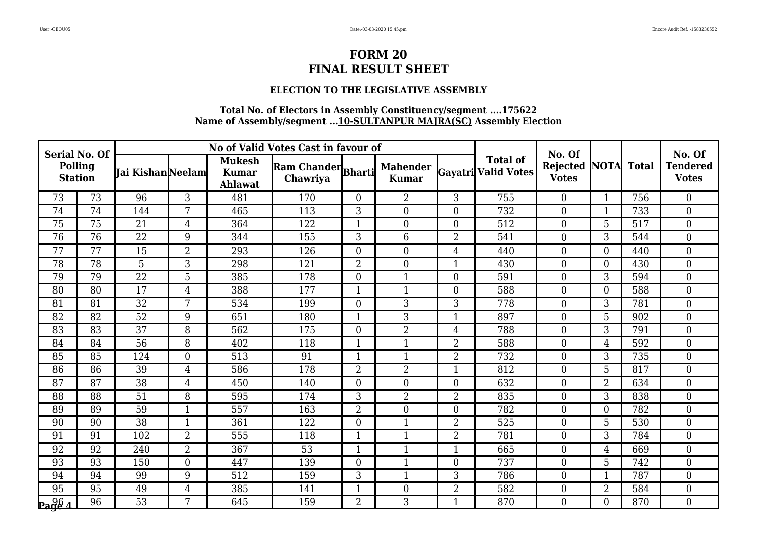# FORM 20
# FINAL RESULT SHEET

### ELECTION TO THE LEGISLATIVE ASSEMBLY

**Total No. of Electors in Assembly Constituency/segment ....175622**
**Name of Assembly/segment ...10-SULTANPUR MAJRA(SC) Assembly Election**

| Serial No. Of Polling Station | | No of Valid Votes Cast in favour of | | | | | | | Total of Valid Votes | No. Of Rejected Votes | NOTA | Total | No. Of Tendered Votes |
|---|---|---|---|---|---|---|---|---|---|---|---|---|---|
| | | Jai Kishan | Neelam | Mukesh Kumar Ahlawat | Ram Chander Chawriya | Bharti | Mahender Kumar | Gayatri | | | | | |
| 73 | 73 | 96 | 3 | 481 | 170 | 0 | 2 | 3 | 755 | 0 | 1 | 756 | 0 |
| 74 | 74 | 144 | 7 | 465 | 113 | 3 | 0 | 0 | 732 | 0 | 1 | 733 | 0 |
| 75 | 75 | 21 | 4 | 364 | 122 | 1 | 0 | 0 | 512 | 0 | 5 | 517 | 0 |
| 76 | 76 | 22 | 9 | 344 | 155 | 3 | 6 | 2 | 541 | 0 | 3 | 544 | 0 |
| 77 | 77 | 15 | 2 | 293 | 126 | 0 | 0 | 4 | 440 | 0 | 0 | 440 | 0 |
| 78 | 78 | 5 | 3 | 298 | 121 | 2 | 0 | 1 | 430 | 0 | 0 | 430 | 0 |
| 79 | 79 | 22 | 5 | 385 | 178 | 0 | 1 | 0 | 591 | 0 | 3 | 594 | 0 |
| 80 | 80 | 17 | 4 | 388 | 177 | 1 | 1 | 0 | 588 | 0 | 0 | 588 | 0 |
| 81 | 81 | 32 | 7 | 534 | 199 | 0 | 3 | 3 | 778 | 0 | 3 | 781 | 0 |
| 82 | 82 | 52 | 9 | 651 | 180 | 1 | 3 | 1 | 897 | 0 | 5 | 902 | 0 |
| 83 | 83 | 37 | 8 | 562 | 175 | 0 | 2 | 4 | 788 | 0 | 3 | 791 | 0 |
| 84 | 84 | 56 | 8 | 402 | 118 | 1 | 1 | 2 | 588 | 0 | 4 | 592 | 0 |
| 85 | 85 | 124 | 0 | 513 | 91 | 1 | 1 | 2 | 732 | 0 | 3 | 735 | 0 |
| 86 | 86 | 39 | 4 | 586 | 178 | 2 | 2 | 1 | 812 | 0 | 5 | 817 | 0 |
| 87 | 87 | 38 | 4 | 450 | 140 | 0 | 0 | 0 | 632 | 0 | 2 | 634 | 0 |
| 88 | 88 | 51 | 8 | 595 | 174 | 3 | 2 | 2 | 835 | 0 | 3 | 838 | 0 |
| 89 | 89 | 59 | 1 | 557 | 163 | 2 | 0 | 0 | 782 | 0 | 0 | 782 | 0 |
| 90 | 90 | 38 | 1 | 361 | 122 | 0 | 1 | 2 | 525 | 0 | 5 | 530 | 0 |
| 91 | 91 | 102 | 2 | 555 | 118 | 1 | 1 | 2 | 781 | 0 | 3 | 784 | 0 |
| 92 | 92 | 240 | 2 | 367 | 53 | 1 | 1 | 1 | 665 | 0 | 4 | 669 | 0 |
| 93 | 93 | 150 | 0 | 447 | 139 | 0 | 1 | 0 | 737 | 0 | 5 | 742 | 0 |
| 94 | 94 | 99 | 9 | 512 | 159 | 3 | 1 | 3 | 786 | 0 | 1 | 787 | 0 |
| 95 | 95 | 49 | 4 | 385 | 141 | 1 | 0 | 2 | 582 | 0 | 2 | 584 | 0 |
| 96 | 96 | 53 | 7 | 645 | 159 | 2 | 3 | 1 | 870 | 0 | 0 | 870 | 0 |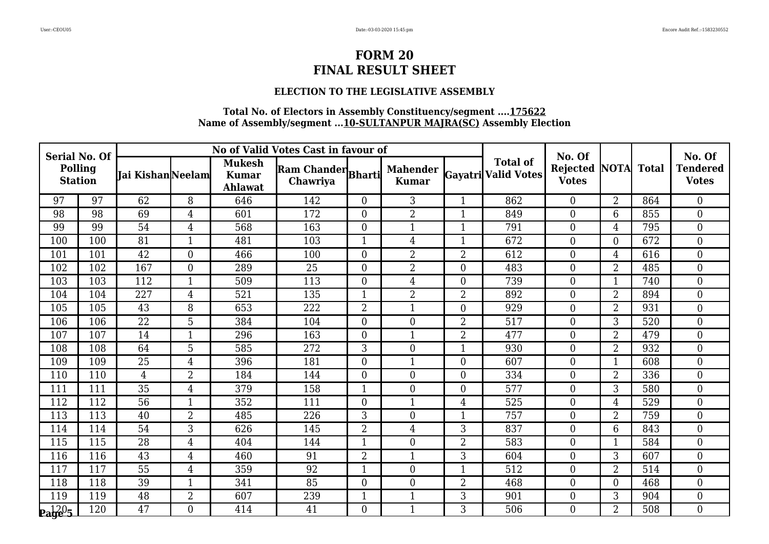# FORM 20
# FINAL RESULT SHEET

### ELECTION TO THE LEGISLATIVE ASSEMBLY

**Total No. of Electors in Assembly Constituency/segment ....175622**
**Name of Assembly/segment ...10-SULTANPUR MAJRA(SC) Assembly Election**

| Serial No. Of Polling Station | | No of Valid Votes Cast in favour of | | | | | | | Total of Valid Votes | No. Of Rejected Votes | NOTA | Total | No. Of Tendered Votes |
|---|---|---|---|---|---|---|---|---|---|---|---|---|---|
| | | Jai Kishan | Neelam | Mukesh Kumar Ahlawat | Ram Chander Chawriya | Bharti | Mahender Kumar | Gayatri | | | | | |
| 97 | 97 | 62 | 8 | 646 | 142 | 0 | 3 | 1 | 862 | 0 | 2 | 864 | 0 |
| 98 | 98 | 69 | 4 | 601 | 172 | 0 | 2 | 1 | 849 | 0 | 6 | 855 | 0 |
| 99 | 99 | 54 | 4 | 568 | 163 | 0 | 1 | 1 | 791 | 0 | 4 | 795 | 0 |
| 100 | 100 | 81 | 1 | 481 | 103 | 1 | 4 | 1 | 672 | 0 | 0 | 672 | 0 |
| 101 | 101 | 42 | 0 | 466 | 100 | 0 | 2 | 2 | 612 | 0 | 4 | 616 | 0 |
| 102 | 102 | 167 | 0 | 289 | 25 | 0 | 2 | 0 | 483 | 0 | 2 | 485 | 0 |
| 103 | 103 | 112 | 1 | 509 | 113 | 0 | 4 | 0 | 739 | 0 | 1 | 740 | 0 |
| 104 | 104 | 227 | 4 | 521 | 135 | 1 | 2 | 2 | 892 | 0 | 2 | 894 | 0 |
| 105 | 105 | 43 | 8 | 653 | 222 | 2 | 1 | 0 | 929 | 0 | 2 | 931 | 0 |
| 106 | 106 | 22 | 5 | 384 | 104 | 0 | 0 | 2 | 517 | 0 | 3 | 520 | 0 |
| 107 | 107 | 14 | 1 | 296 | 163 | 0 | 1 | 2 | 477 | 0 | 2 | 479 | 0 |
| 108 | 108 | 64 | 5 | 585 | 272 | 3 | 0 | 1 | 930 | 0 | 2 | 932 | 0 |
| 109 | 109 | 25 | 4 | 396 | 181 | 0 | 1 | 0 | 607 | 0 | 1 | 608 | 0 |
| 110 | 110 | 4 | 2 | 184 | 144 | 0 | 0 | 0 | 334 | 0 | 2 | 336 | 0 |
| 111 | 111 | 35 | 4 | 379 | 158 | 1 | 0 | 0 | 577 | 0 | 3 | 580 | 0 |
| 112 | 112 | 56 | 1 | 352 | 111 | 0 | 1 | 4 | 525 | 0 | 4 | 529 | 0 |
| 113 | 113 | 40 | 2 | 485 | 226 | 3 | 0 | 1 | 757 | 0 | 2 | 759 | 0 |
| 114 | 114 | 54 | 3 | 626 | 145 | 2 | 4 | 3 | 837 | 0 | 6 | 843 | 0 |
| 115 | 115 | 28 | 4 | 404 | 144 | 1 | 0 | 2 | 583 | 0 | 1 | 584 | 0 |
| 116 | 116 | 43 | 4 | 460 | 91 | 2 | 1 | 3 | 604 | 0 | 3 | 607 | 0 |
| 117 | 117 | 55 | 4 | 359 | 92 | 1 | 0 | 1 | 512 | 0 | 2 | 514 | 0 |
| 118 | 118 | 39 | 1 | 341 | 85 | 0 | 0 | 2 | 468 | 0 | 0 | 468 | 0 |
| 119 | 119 | 48 | 2 | 607 | 239 | 1 | 1 | 3 | 901 | 0 | 3 | 904 | 0 |
| 120 | 120 | 47 | 0 | 414 | 41 | 0 | 1 | 3 | 506 | 0 | 2 | 508 | 0 |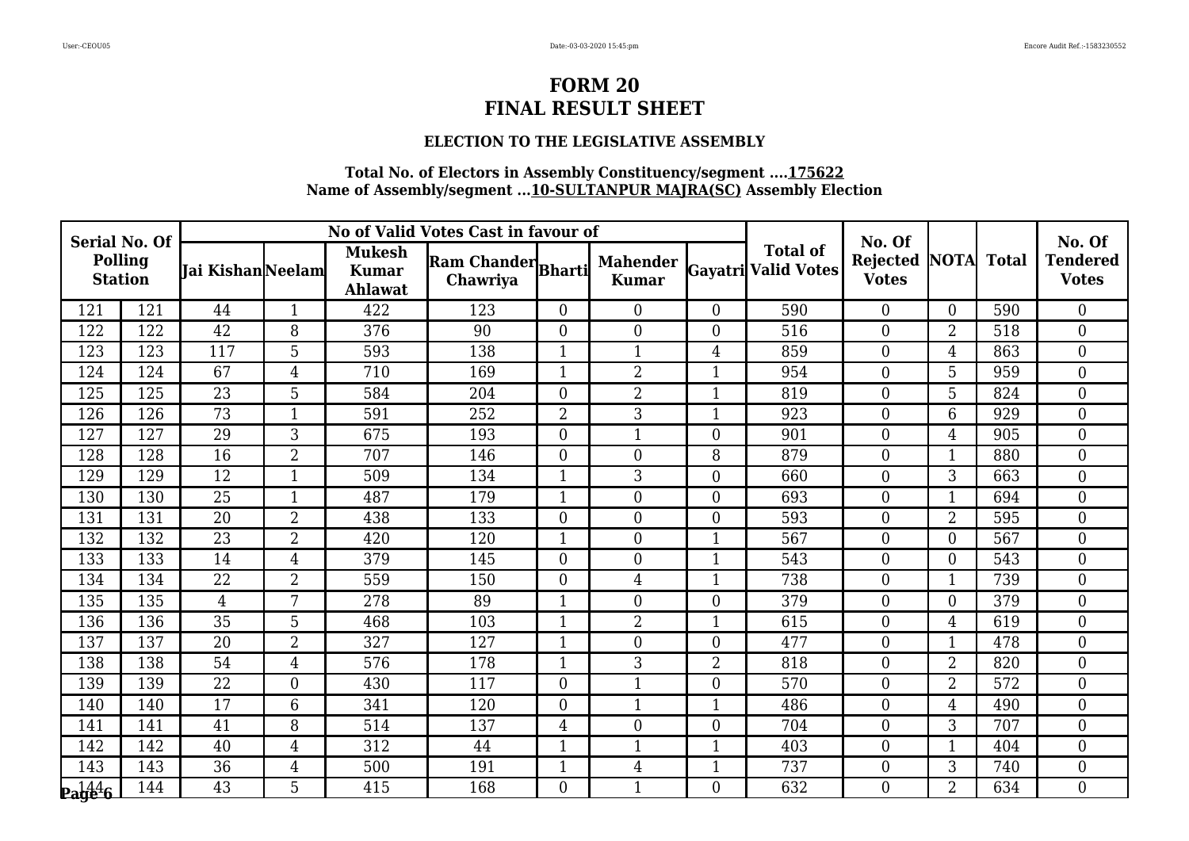# FORM 20
# FINAL RESULT SHEET

### ELECTION TO THE LEGISLATIVE ASSEMBLY

**Total No. of Electors in Assembly Constituency/segment ....175622**
**Name of Assembly/segment ...10-SULTANPUR MAJRA(SC) Assembly Election**

| Serial No. Of Polling Station | | No of Valid Votes Cast in favour of | | | | | | | Total of Valid Votes | No. Of Rejected Votes | NOTA | Total | No. Of Tendered Votes |
|---|---|---|---|---|---|---|---|---|---|---|---|---|---|
| | | Jai Kishan | Neelam | Mukesh Kumar Ahlawat | Ram Chander Chawriya | Bharti | Mahender Kumar | Gayatri | | | | | |
| 121 | 121 | 44 | 1 | 422 | 123 | 0 | 0 | 0 | 590 | 0 | 0 | 590 | 0 |
| 122 | 122 | 42 | 8 | 376 | 90 | 0 | 0 | 0 | 516 | 0 | 2 | 518 | 0 |
| 123 | 123 | 117 | 5 | 593 | 138 | 1 | 1 | 4 | 859 | 0 | 4 | 863 | 0 |
| 124 | 124 | 67 | 4 | 710 | 169 | 1 | 2 | 1 | 954 | 0 | 5 | 959 | 0 |
| 125 | 125 | 23 | 5 | 584 | 204 | 0 | 2 | 1 | 819 | 0 | 5 | 824 | 0 |
| 126 | 126 | 73 | 1 | 591 | 252 | 2 | 3 | 1 | 923 | 0 | 6 | 929 | 0 |
| 127 | 127 | 29 | 3 | 675 | 193 | 0 | 1 | 0 | 901 | 0 | 4 | 905 | 0 |
| 128 | 128 | 16 | 2 | 707 | 146 | 0 | 0 | 8 | 879 | 0 | 1 | 880 | 0 |
| 129 | 129 | 12 | 1 | 509 | 134 | 1 | 3 | 0 | 660 | 0 | 3 | 663 | 0 |
| 130 | 130 | 25 | 1 | 487 | 179 | 1 | 0 | 0 | 693 | 0 | 1 | 694 | 0 |
| 131 | 131 | 20 | 2 | 438 | 133 | 0 | 0 | 0 | 593 | 0 | 2 | 595 | 0 |
| 132 | 132 | 23 | 2 | 420 | 120 | 1 | 0 | 1 | 567 | 0 | 0 | 567 | 0 |
| 133 | 133 | 14 | 4 | 379 | 145 | 0 | 0 | 1 | 543 | 0 | 0 | 543 | 0 |
| 134 | 134 | 22 | 2 | 559 | 150 | 0 | 4 | 1 | 738 | 0 | 1 | 739 | 0 |
| 135 | 135 | 4 | 7 | 278 | 89 | 1 | 0 | 0 | 379 | 0 | 0 | 379 | 0 |
| 136 | 136 | 35 | 5 | 468 | 103 | 1 | 2 | 1 | 615 | 0 | 4 | 619 | 0 |
| 137 | 137 | 20 | 2 | 327 | 127 | 1 | 0 | 0 | 477 | 0 | 1 | 478 | 0 |
| 138 | 138 | 54 | 4 | 576 | 178 | 1 | 3 | 2 | 818 | 0 | 2 | 820 | 0 |
| 139 | 139 | 22 | 0 | 430 | 117 | 0 | 1 | 0 | 570 | 0 | 2 | 572 | 0 |
| 140 | 140 | 17 | 6 | 341 | 120 | 0 | 1 | 1 | 486 | 0 | 4 | 490 | 0 |
| 141 | 141 | 41 | 8 | 514 | 137 | 4 | 0 | 0 | 704 | 0 | 3 | 707 | 0 |
| 142 | 142 | 40 | 4 | 312 | 44 | 1 | 1 | 1 | 403 | 0 | 1 | 404 | 0 |
| 143 | 143 | 36 | 4 | 500 | 191 | 1 | 4 | 1 | 737 | 0 | 3 | 740 | 0 |
| 144 | 144 | 43 | 5 | 415 | 168 | 0 | 1 | 0 | 632 | 0 | 2 | 634 | 0 |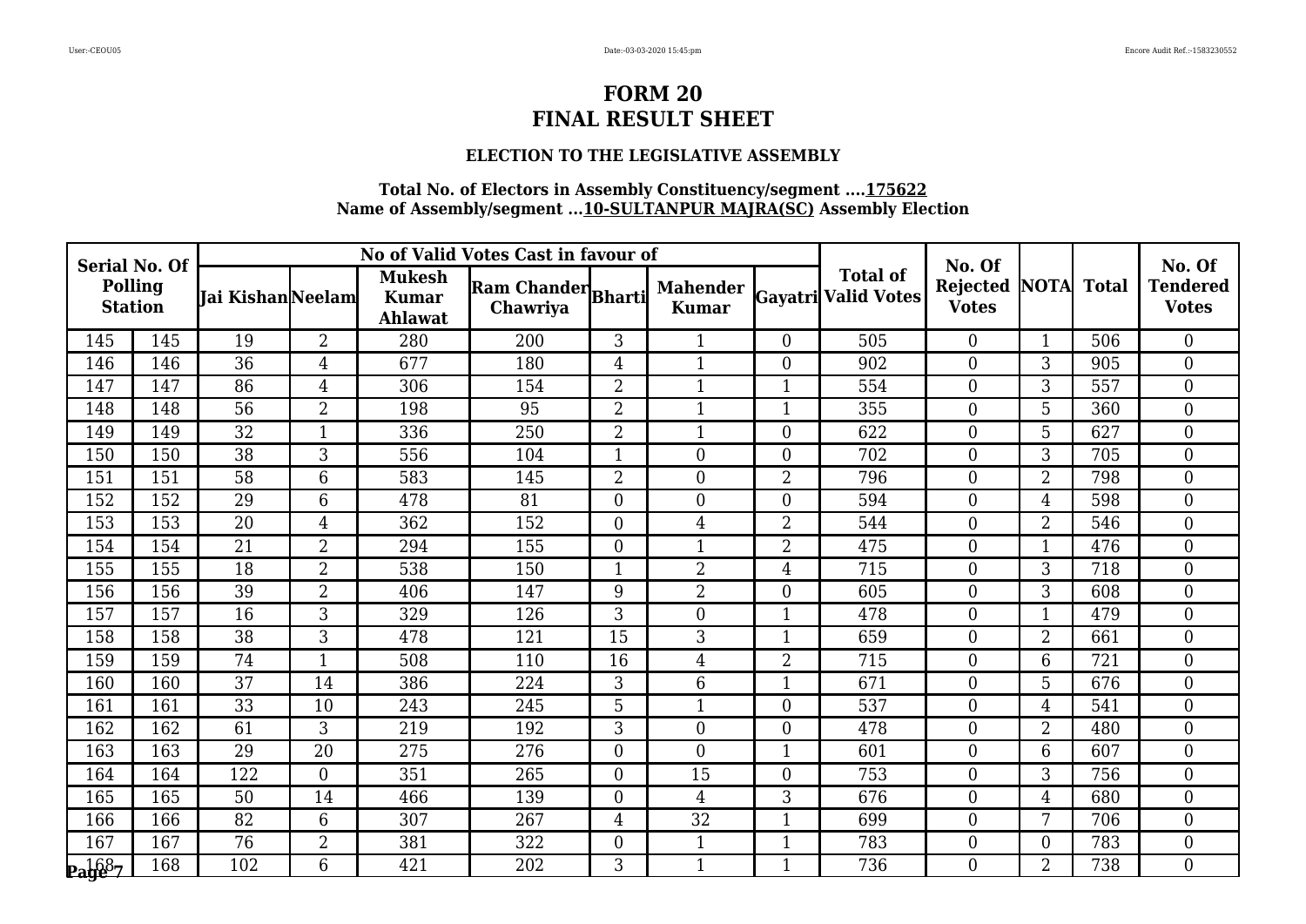# FORM 20
# FINAL RESULT SHEET

### ELECTION TO THE LEGISLATIVE ASSEMBLY

**Total No. of Electors in Assembly Constituency/segment ....175622**
**Name of Assembly/segment ...10-SULTANPUR MAJRA(SC) Assembly Election**

| Serial No. Of Polling Station | | No of Valid Votes Cast in favour of | | | | | | | Total of Valid Votes | No. Of Rejected Votes | NOTA | Total | No. Of Tendered Votes |
|---|---|---|---|---|---|---|---|---|---|---|---|---|---|
| | | Jai Kishan | Neelam | Mukesh Kumar Ahlawat | Ram Chander Chawriya | Bharti | Mahender Kumar | Gayatri | | | | | |
| 145 | 145 | 19 | 2 | 280 | 200 | 3 | 1 | 0 | 505 | 0 | 1 | 506 | 0 |
| 146 | 146 | 36 | 4 | 677 | 180 | 4 | 1 | 0 | 902 | 0 | 3 | 905 | 0 |
| 147 | 147 | 86 | 4 | 306 | 154 | 2 | 1 | 1 | 554 | 0 | 3 | 557 | 0 |
| 148 | 148 | 56 | 2 | 198 | 95 | 2 | 1 | 1 | 355 | 0 | 5 | 360 | 0 |
| 149 | 149 | 32 | 1 | 336 | 250 | 2 | 1 | 0 | 622 | 0 | 5 | 627 | 0 |
| 150 | 150 | 38 | 3 | 556 | 104 | 1 | 0 | 0 | 702 | 0 | 3 | 705 | 0 |
| 151 | 151 | 58 | 6 | 583 | 145 | 2 | 0 | 2 | 796 | 0 | 2 | 798 | 0 |
| 152 | 152 | 29 | 6 | 478 | 81 | 0 | 0 | 0 | 594 | 0 | 4 | 598 | 0 |
| 153 | 153 | 20 | 4 | 362 | 152 | 0 | 4 | 2 | 544 | 0 | 2 | 546 | 0 |
| 154 | 154 | 21 | 2 | 294 | 155 | 0 | 1 | 2 | 475 | 0 | 1 | 476 | 0 |
| 155 | 155 | 18 | 2 | 538 | 150 | 1 | 2 | 4 | 715 | 0 | 3 | 718 | 0 |
| 156 | 156 | 39 | 2 | 406 | 147 | 9 | 2 | 0 | 605 | 0 | 3 | 608 | 0 |
| 157 | 157 | 16 | 3 | 329 | 126 | 3 | 0 | 1 | 478 | 0 | 1 | 479 | 0 |
| 158 | 158 | 38 | 3 | 478 | 121 | 15 | 3 | 1 | 659 | 0 | 2 | 661 | 0 |
| 159 | 159 | 74 | 1 | 508 | 110 | 16 | 4 | 2 | 715 | 0 | 6 | 721 | 0 |
| 160 | 160 | 37 | 14 | 386 | 224 | 3 | 6 | 1 | 671 | 0 | 5 | 676 | 0 |
| 161 | 161 | 33 | 10 | 243 | 245 | 5 | 1 | 0 | 537 | 0 | 4 | 541 | 0 |
| 162 | 162 | 61 | 3 | 219 | 192 | 3 | 0 | 0 | 478 | 0 | 2 | 480 | 0 |
| 163 | 163 | 29 | 20 | 275 | 276 | 0 | 0 | 1 | 601 | 0 | 6 | 607 | 0 |
| 164 | 164 | 122 | 0 | 351 | 265 | 0 | 15 | 0 | 753 | 0 | 3 | 756 | 0 |
| 165 | 165 | 50 | 14 | 466 | 139 | 0 | 4 | 3 | 676 | 0 | 4 | 680 | 0 |
| 166 | 166 | 82 | 6 | 307 | 267 | 4 | 32 | 1 | 699 | 0 | 7 | 706 | 0 |
| 167 | 167 | 76 | 2 | 381 | 322 | 0 | 1 | 1 | 783 | 0 | 0 | 783 | 0 |
| 168 | 168 | 102 | 6 | 421 | 202 | 3 | 1 | 1 | 736 | 0 | 2 | 738 | 0 |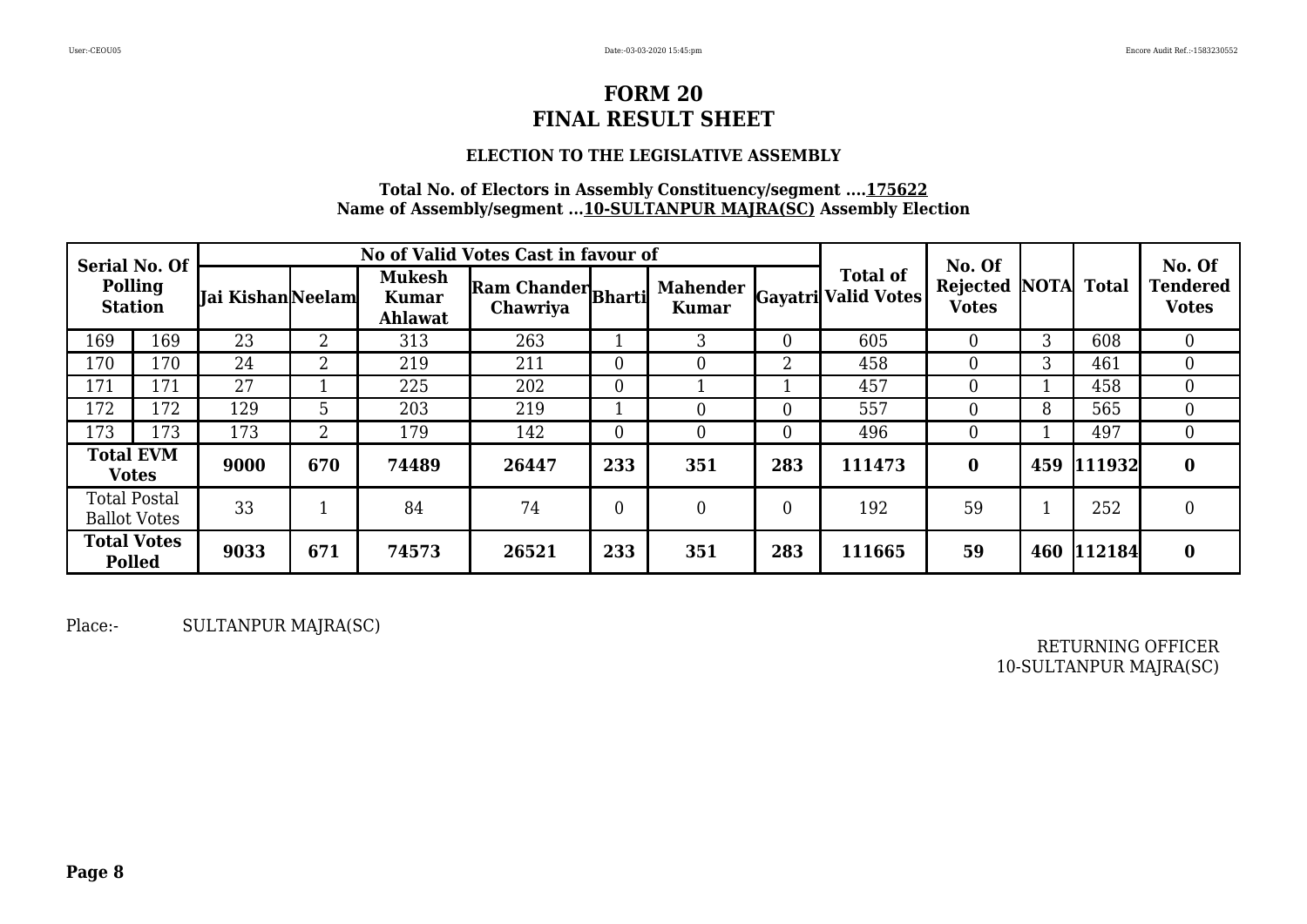# FORM 20
# FINAL RESULT SHEET

### ELECTION TO THE LEGISLATIVE ASSEMBLY

**Total No. of Electors in Assembly Constituency/segment ....175622**
**Name of Assembly/segment ...10-SULTANPUR MAJRA(SC) Assembly Election**

| Serial No. Of Polling Station | | No of Valid Votes Cast in favour of | | | | | | | Total of Valid Votes | No. Of Rejected Votes | NOTA | Total | No. Of Tendered Votes |
|---|---|---|---|---|---|---|---|---|---|---|---|---|---|
| | | Jai Kishan | Neelam | Mukesh Kumar Ahlawat | Ram Chander Chawriya | Bharti | Mahender Kumar | Gayatri | | | | | |
| 169 | 169 | 23 | 2 | 313 | 263 | 1 | 3 | 0 | 605 | 0 | 3 | 608 | 0 |
| 170 | 170 | 24 | 2 | 219 | 211 | 0 | 0 | 2 | 458 | 0 | 3 | 461 | 0 |
| 171 | 171 | 27 | 1 | 225 | 202 | 0 | 1 | 1 | 457 | 0 | 1 | 458 | 0 |
| 172 | 172 | 129 | 5 | 203 | 219 | 1 | 0 | 0 | 557 | 0 | 8 | 565 | 0 |
| 173 | 173 | 173 | 2 | 179 | 142 | 0 | 0 | 0 | 496 | 0 | 1 | 497 | 0 |
| **Total EVM Votes** | | **9000** | **670** | **74489** | **26447** | **233** | **351** | **283** | **111473** | **0** | **459** | **111932** | **0** |
| Total Postal Ballot Votes | | 33 | 1 | 84 | 74 | 0 | 0 | 0 | 192 | 59 | 1 | 252 | 0 |
| **Total Votes Polled** | | **9033** | **671** | **74573** | **26521** | **233** | **351** | **283** | **111665** | **59** | **460** | **112184** | **0** |

Place:- SULTANPUR MAJRA(SC)

RETURNING OFFICER
10-SULTANPUR MAJRA(SC)